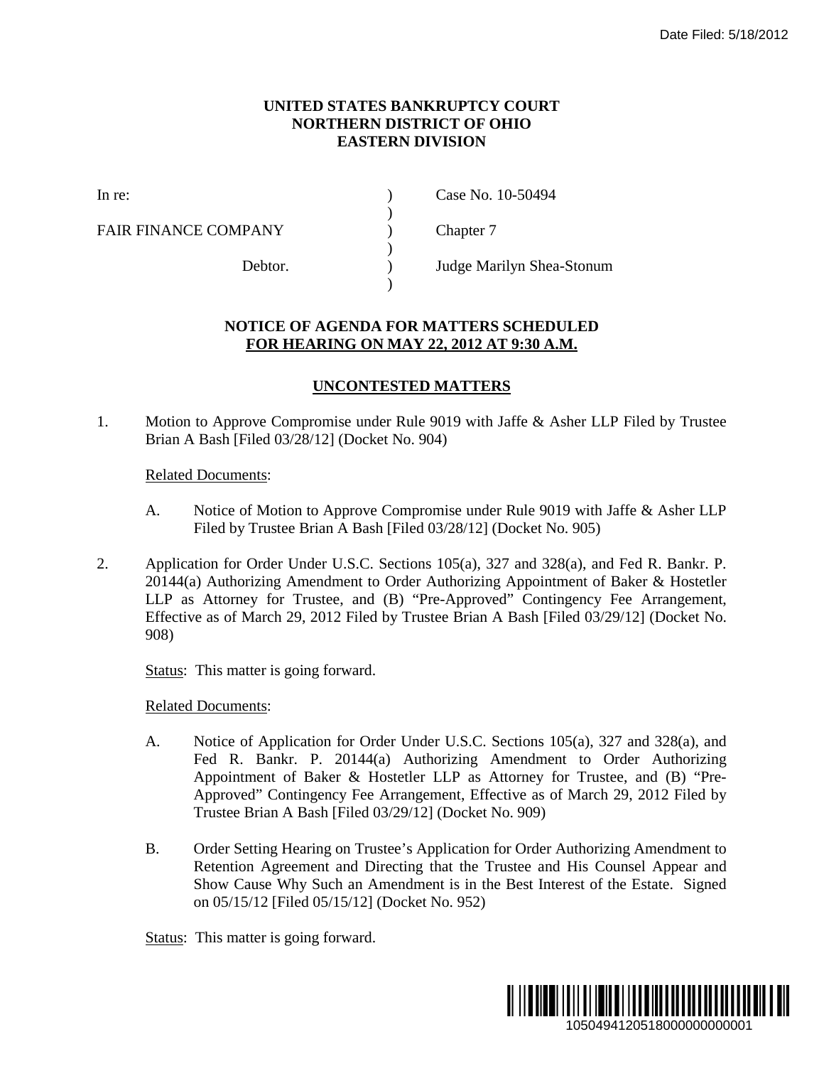Date Filed: 5/18/2012

**UNITED STATES BANKRUPTCY COURT**
**NORTHERN DISTRICT OF OHIO**
**EASTERN DIVISION**

| | | |
|---|---|---|
| In re: | ) | Case No. 10-50494 |
| | ) | |
| FAIR FINANCE COMPANY | ) | Chapter 7 |
| | ) | |
| Debtor. | ) | Judge Marilyn Shea-Stonum |
| | ) | |

## NOTICE OF AGENDA FOR MATTERS SCHEDULED FOR HEARING ON MAY 22, 2012 AT 9:30 A.M.

### UNCONTESTED MATTERS

1. Motion to Approve Compromise under Rule 9019 with Jaffe & Asher LLP Filed by Trustee Brian A Bash [Filed 03/28/12] (Docket No. 904)

   Related Documents:

   A. Notice of Motion to Approve Compromise under Rule 9019 with Jaffe & Asher LLP Filed by Trustee Brian A Bash [Filed 03/28/12] (Docket No. 905)

2. Application for Order Under U.S.C. Sections 105(a), 327 and 328(a), and Fed R. Bankr. P. 20144(a) Authorizing Amendment to Order Authorizing Appointment of Baker & Hostetler LLP as Attorney for Trustee, and (B) "Pre-Approved" Contingency Fee Arrangement, Effective as of March 29, 2012 Filed by Trustee Brian A Bash [Filed 03/29/12] (Docket No. 908)

   Status: This matter is going forward.

   Related Documents:

   A. Notice of Application for Order Under U.S.C. Sections 105(a), 327 and 328(a), and Fed R. Bankr. P. 20144(a) Authorizing Amendment to Order Authorizing Appointment of Baker & Hostetler LLP as Attorney for Trustee, and (B) "Pre-Approved" Contingency Fee Arrangement, Effective as of March 29, 2012 Filed by Trustee Brian A Bash [Filed 03/29/12] (Docket No. 909)

   B. Order Setting Hearing on Trustee's Application for Order Authorizing Amendment to Retention Agreement and Directing that the Trustee and His Counsel Appear and Show Cause Why Such an Amendment is in the Best Interest of the Estate. Signed on 05/15/12 [Filed 05/15/12] (Docket No. 952)

   Status: This matter is going forward.

1050494120518000000000001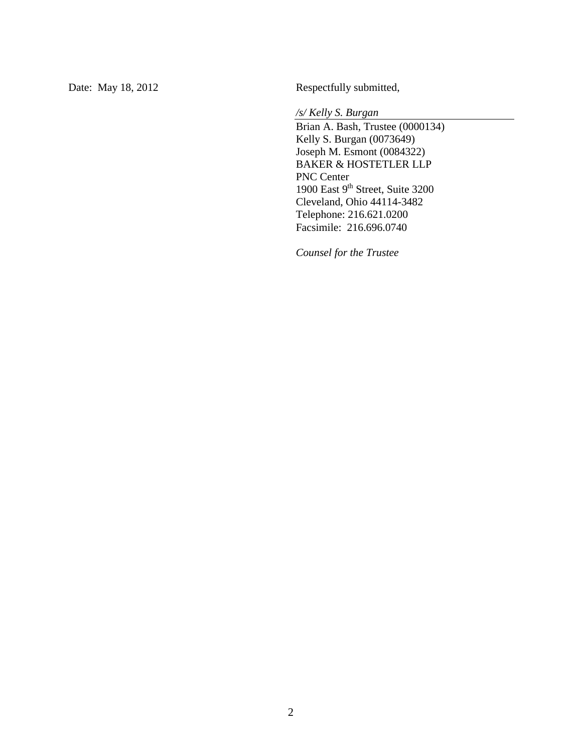Date: May 18, 2012

Respectfully submitted,

*/s/ Kelly S. Burgan*

Brian A. Bash, Trustee (0000134)
Kelly S. Burgan (0073649)
Joseph M. Esmont (0084322)
BAKER & HOSTETLER LLP
PNC Center
1900 East 9th Street, Suite 3200
Cleveland, Ohio 44114-3482
Telephone: 216.621.0200
Facsimile: 216.696.0740

*Counsel for the Trustee*